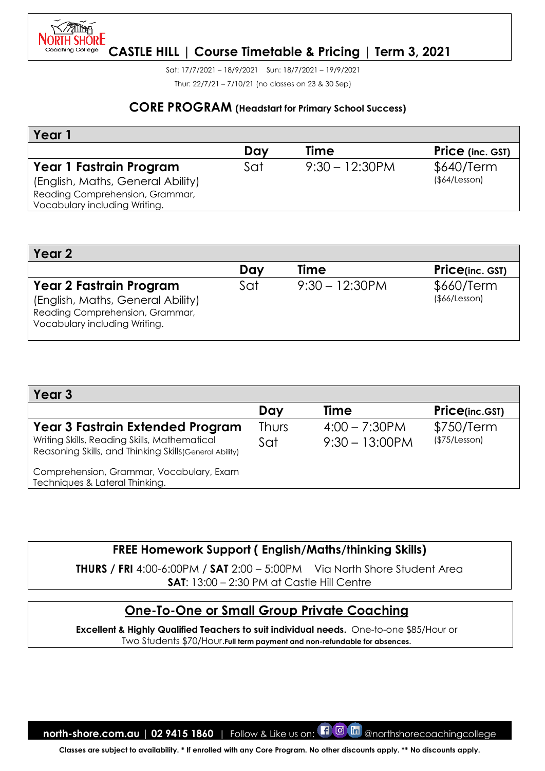# CASTLE HILL | Course Timetable & Pricing | Term 3, 2021

Sat: 17/7/2021 – 18/9/2021 Sun: 18/7/2021 – 19/9/2021

Thur: 22/7/21 – 7/10/21 (no classes on 23 & 30 Sep)

## CORE PROGRAM (Headstart for Primary School Success)

| Year 1 | Day | Time | Price (inc. GST) |
|---|---|---|---|
| **Year 1 Fastrain Program**<br>(English, Maths, General Ability)<br>Reading Comprehension, Grammar, Vocabulary including Writing. | Sat | 9:30 – 12:30PM | $640/Term<br>($64/Lesson) |

| Year 2 | Day | Time | Price(inc. GST) |
|---|---|---|---|
| **Year 2 Fastrain Program**<br>(English, Maths, General Ability)<br>Reading Comprehension, Grammar, Vocabulary including Writing. | Sat | 9:30 – 12:30PM | $660/Term<br>($66/Lesson) |

| Year 3 | Day | Time | Price(inc.GST) |
|---|---|---|---|
| **Year 3 Fastrain Extended Program**<br>Writing Skills, Reading Skills, Mathematical Reasoning Skills, and Thinking Skills(General Ability)<br>Comprehension, Grammar, Vocabulary, Exam Techniques & Lateral Thinking. | Thurs<br>Sat | 4:00 – 7:30PM<br>9:30 – 13:00PM | $750/Term<br>($75/Lesson) |

**FREE Homework Support ( English/Maths/thinking Skills)**

**THURS / FRI** 4:00-6:00PM / **SAT** 2:00 – 5:00PM Via North Shore Student Area
**SAT**: 13:00 – 2:30 PM at Castle Hill Centre

## One-To-One or Small Group Private Coaching

**Excellent & Highly Qualified Teachers to suit individual needs.** One-to-one $85/Hour or Two Students $70/Hour.**Full term payment and non-refundable for absences.**

**north-shore.com.au | 02 9415 1860** | Follow & Like us on: @northshorecoachingcollege

**Classes are subject to availability. * If enrolled with any Core Program. No other discounts apply. ** No discounts apply.**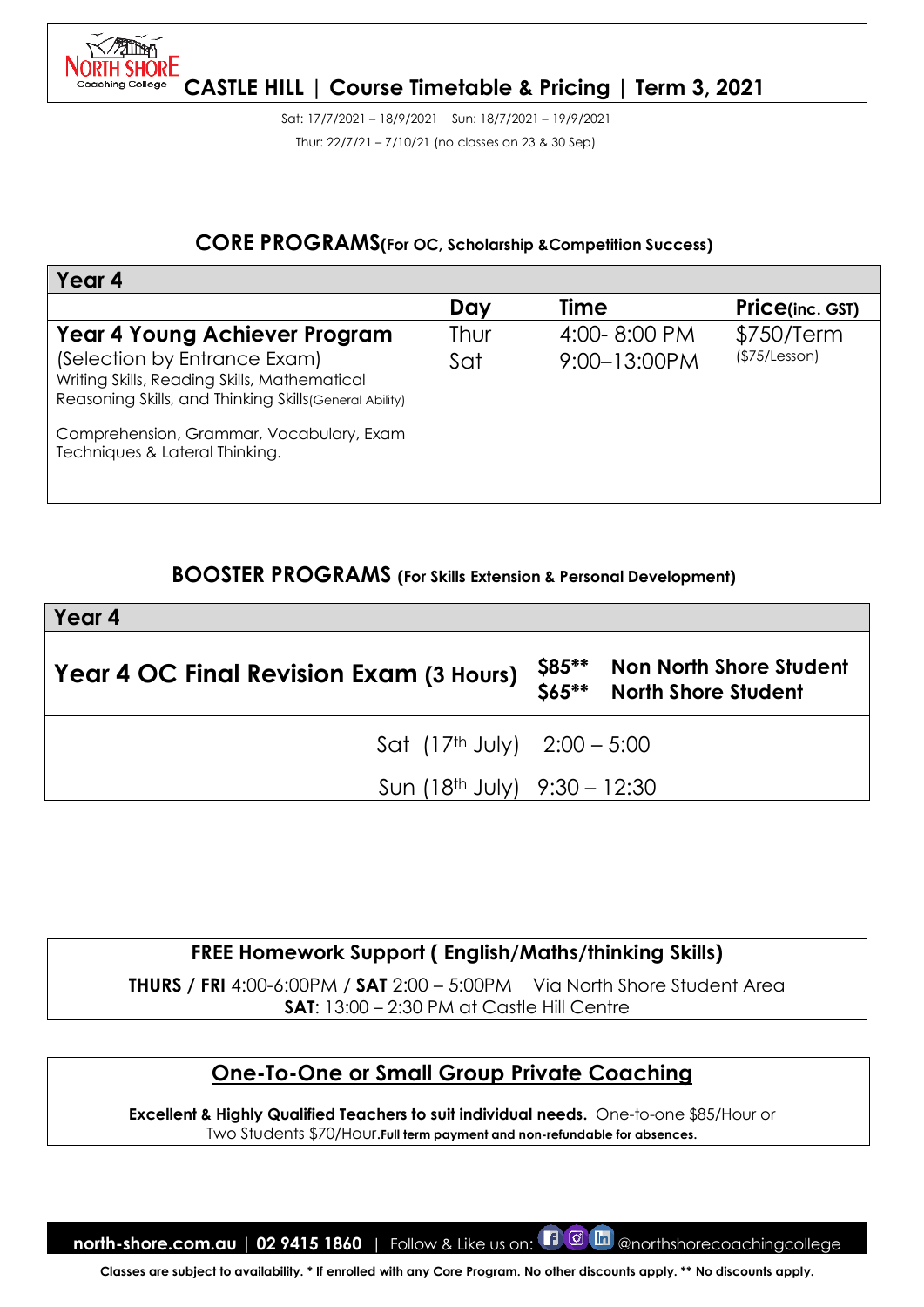# CASTLE HILL | Course Timetable & Pricing | Term 3, 2021

Sat: 17/7/2021 – 18/9/2021 Sun: 18/7/2021 – 19/9/2021

Thur: 22/7/21 – 7/10/21 (no classes on 23 & 30 Sep)

## CORE PROGRAMS (For OC, Scholarship & Competition Success)

| Year 4 | | | |
|---|---|---|---|
| | **Day** | **Time** | **Price** (inc. GST) |
| **Year 4 Young Achiever Program**<br>(Selection by Entrance Exam)<br>Writing Skills, Reading Skills, Mathematical Reasoning Skills, and Thinking Skills (General Ability)<br><br>Comprehension, Grammar, Vocabulary, Exam Techniques & Lateral Thinking. | Thur<br>Sat | 4:00- 8:00 PM<br>9:00–13:00PM | $750/Term<br>($75/Lesson) |

## BOOSTER PROGRAMS (For Skills Extension & Personal Development)

| Year 4 | | |
|---|---|---|
| **Year 4 OC Final Revision Exam (3 Hours)** | **$85\*\***<br>**$65\*\*** | **Non North Shore Student**<br>**North Shore Student** |
| Sat (17th July) 2:00 – 5:00<br>Sun (18th July) 9:30 – 12:30 | | |

### FREE Homework Support ( English/Maths/thinking Skills)

**THURS / FRI** 4:00-6:00PM / **SAT** 2:00 – 5:00PM Via North Shore Student Area
**SAT**: 13:00 – 2:30 PM at Castle Hill Centre

### One-To-One or Small Group Private Coaching

**Excellent & Highly Qualified Teachers to suit individual needs.** One-to-one $85/Hour or Two Students $70/Hour. **Full term payment and non-refundable for absences.**

**north-shore.com.au | 02 9415 1860** | Follow & Like us on: @northshorecoachingcollege

**Classes are subject to availability. * If enrolled with any Core Program. No other discounts apply. ** No discounts apply.**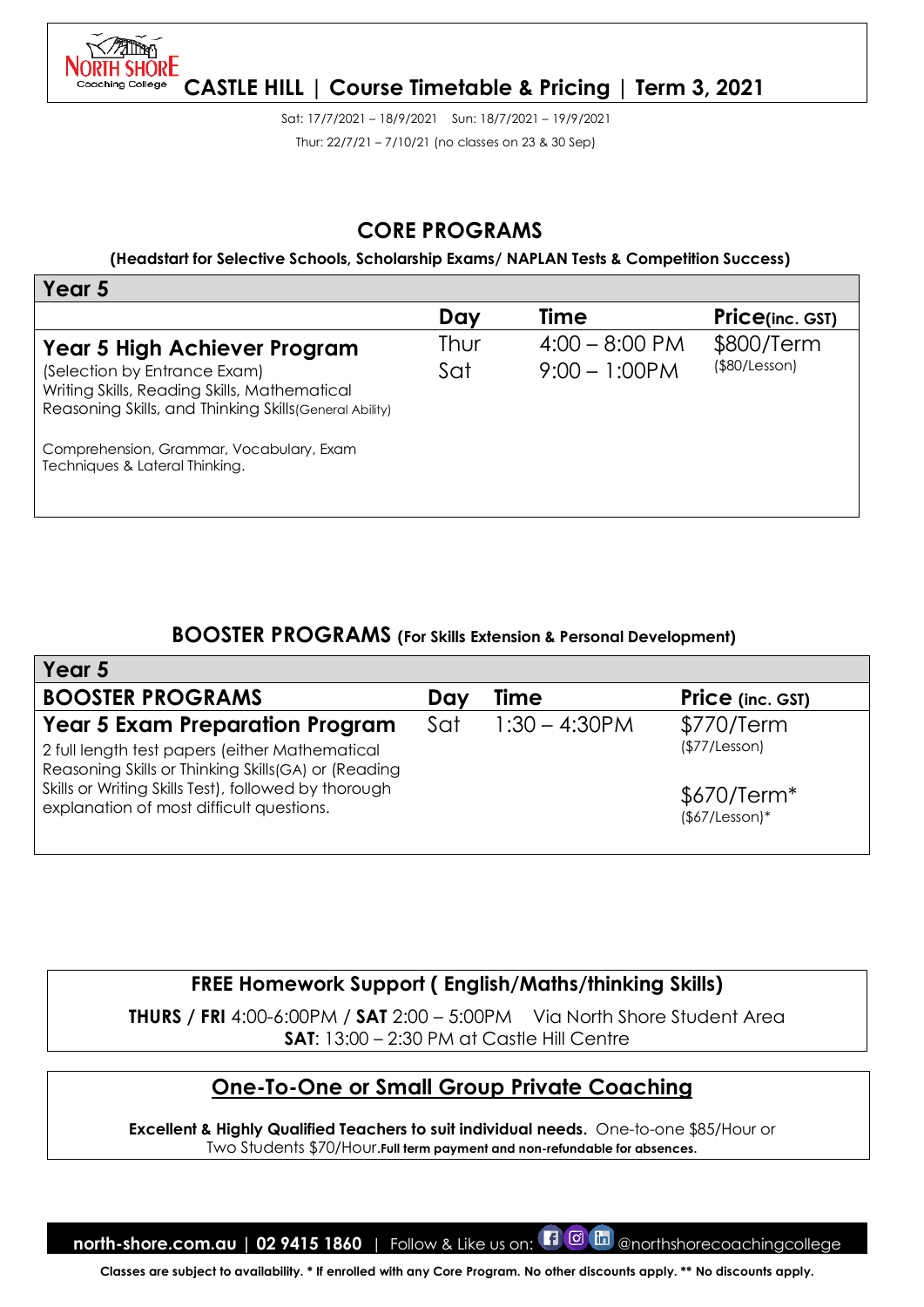# CASTLE HILL | Course Timetable & Pricing | Term 3, 2021

Sat: 17/7/2021 – 18/9/2021 Sun: 18/7/2021 – 19/9/2021

Thur: 22/7/21 – 7/10/21 (no classes on 23 & 30 Sep)

## CORE PROGRAMS

**(Headstart for Selective Schools, Scholarship Exams/ NAPLAN Tests & Competition Success)**

| Year 5 | | | |
|---|---|---|---|
| | **Day** | **Time** | **Price(inc. GST)** |
| **Year 5 High Achiever Program**<br>(Selection by Entrance Exam)<br>Writing Skills, Reading Skills, Mathematical Reasoning Skills, and Thinking Skills(General Ability)<br><br>Comprehension, Grammar, Vocabulary, Exam Techniques & Lateral Thinking. | Thur<br>Sat | 4:00 – 8:00 PM<br>9:00 – 1:00PM | $800/Term<br>($80/Lesson) |

## BOOSTER PROGRAMS (For Skills Extension & Personal Development)

| Year 5 | | | |
|---|---|---|---|
| **BOOSTER PROGRAMS** | **Day** | **Time** | **Price (inc. GST)** |
| **Year 5 Exam Preparation Program**<br>2 full length test papers (either Mathematical Reasoning Skills or Thinking Skills(GA) or (Reading Skills or Writing Skills Test), followed by thorough explanation of most difficult questions. | Sat | 1:30 – 4:30PM | $770/Term<br>($77/Lesson)<br><br>$670/Term*<br>($67/Lesson)* |

### FREE Homework Support ( English/Maths/thinking Skills)

**THURS / FRI** 4:00-6:00PM / **SAT** 2:00 – 5:00PM Via North Shore Student Area

**SAT**: 13:00 – 2:30 PM at Castle Hill Centre

### One-To-One or Small Group Private Coaching

**Excellent & Highly Qualified Teachers to suit individual needs.** One-to-one $85/Hour or Two Students $70/Hour.**Full term payment and non-refundable for absences.**

**north-shore.com.au | 02 9415 1860** | Follow & Like us on: @northshorecoachingcollege

**Classes are subject to availability. * If enrolled with any Core Program. No other discounts apply. ** No discounts apply.**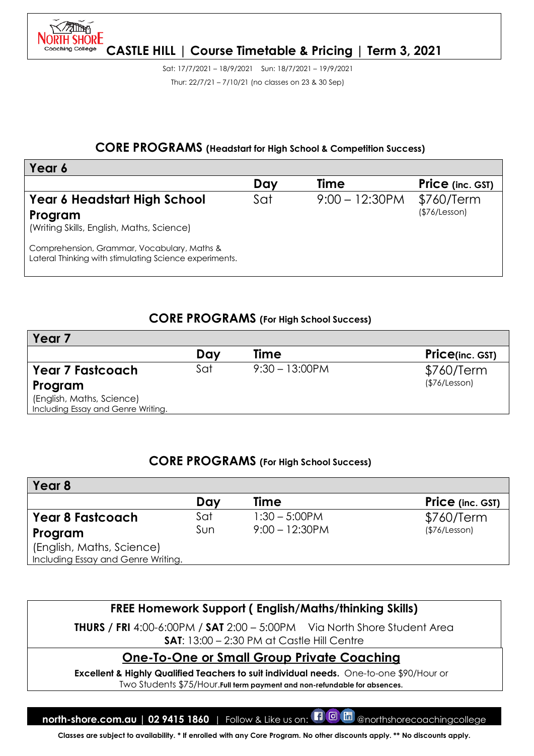# CASTLE HILL | Course Timetable & Pricing | Term 3, 2021

Sat: 17/7/2021 – 18/9/2021    Sun: 18/7/2021 – 19/9/2021

Thur: 22/7/21 – 7/10/21 (no classes on 23 & 30 Sep)

## CORE PROGRAMS (Headstart for High School & Competition Success)

| Year 6 | | | |
|---|---|---|---|
| | **Day** | **Time** | **Price (inc. GST)** |
| **Year 6 Headstart High School Program**<br>(Writing Skills, English, Maths, Science)<br>Comprehension, Grammar, Vocabulary, Maths & Lateral Thinking with stimulating Science experiments. | Sat | 9:00 – 12:30PM | $760/Term<br>($76/Lesson) |

## CORE PROGRAMS (For High School Success)

| Year 7 | | | |
|---|---|---|---|
| | **Day** | **Time** | **Price(inc. GST)** |
| **Year 7 Fastcoach Program**<br>(English, Maths, Science)<br>Including Essay and Genre Writing. | Sat | 9:30 – 13:00PM | $760/Term<br>($76/Lesson) |

## CORE PROGRAMS (For High School Success)

| Year 8 | | | |
|---|---|---|---|
| | **Day** | **Time** | **Price (inc. GST)** |
| **Year 8 Fastcoach Program**<br>(English, Maths, Science)<br>Including Essay and Genre Writing. | Sat<br>Sun | 1:30 – 5:00PM<br>9:00 – 12:30PM | $760/Term<br>($76/Lesson) |

### FREE Homework Support ( English/Maths/thinking Skills)

**THURS / FRI** 4:00-6:00PM / **SAT** 2:00 – 5:00PM    Via North Shore Student Area

**SAT**: 13:00 – 2:30 PM at Castle Hill Centre

### One-To-One or Small Group Private Coaching

**Excellent & Highly Qualified Teachers to suit individual needs.** One-to-one $90/Hour or Two Students $75/Hour.**Full term payment and non-refundable for absences.**

**north-shore.com.au | 02 9415 1860** | Follow & Like us on: @northshorecoachingcollege

**Classes are subject to availability. * If enrolled with any Core Program. No other discounts apply. ** No discounts apply.**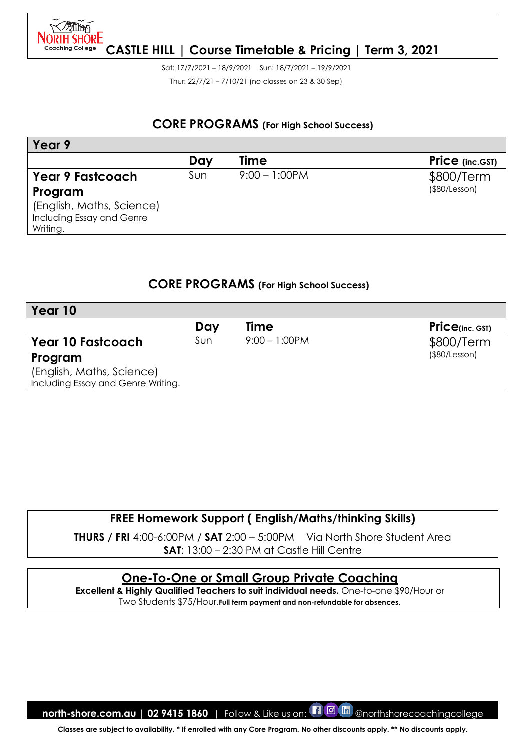# CASTLE HILL | Course Timetable & Pricing | Term 3, 2021

Sat: 17/7/2021 – 18/9/2021 Sun: 18/7/2021 – 19/9/2021

Thur: 22/7/21 – 7/10/21 (no classes on 23 & 30 Sep)

## CORE PROGRAMS (For High School Success)

| Year 9 | | | |
|---|---|---|---|
| | **Day** | **Time** | **Price (inc.GST)** |
| **Year 9 Fastcoach Program** (English, Maths, Science) Including Essay and Genre Writing. | Sun | 9:00 – 1:00PM | $800/Term ($80/Lesson) |

## CORE PROGRAMS (For High School Success)

| Year 10 | | | |
|---|---|---|---|
| | **Day** | **Time** | **Price(inc. GST)** |
| **Year 10 Fastcoach Program** (English, Maths, Science) Including Essay and Genre Writing. | Sun | 9:00 – 1:00PM | $800/Term ($80/Lesson) |

**FREE Homework Support ( English/Maths/thinking Skills)**

**THURS / FRI** 4:00-6:00PM / **SAT** 2:00 – 5:00PM Via North Shore Student Area
**SAT**: 13:00 – 2:30 PM at Castle Hill Centre

**One-To-One or Small Group Private Coaching**

**Excellent & Highly Qualified Teachers to suit individual needs.** One-to-one $90/Hour or Two Students $75/Hour.**Full term payment and non-refundable for absences.**

**north-shore.com.au | 02 9415 1860** | Follow & Like us on: @northshorecoachingcollege

**Classes are subject to availability. * If enrolled with any Core Program. No other discounts apply. ** No discounts apply.**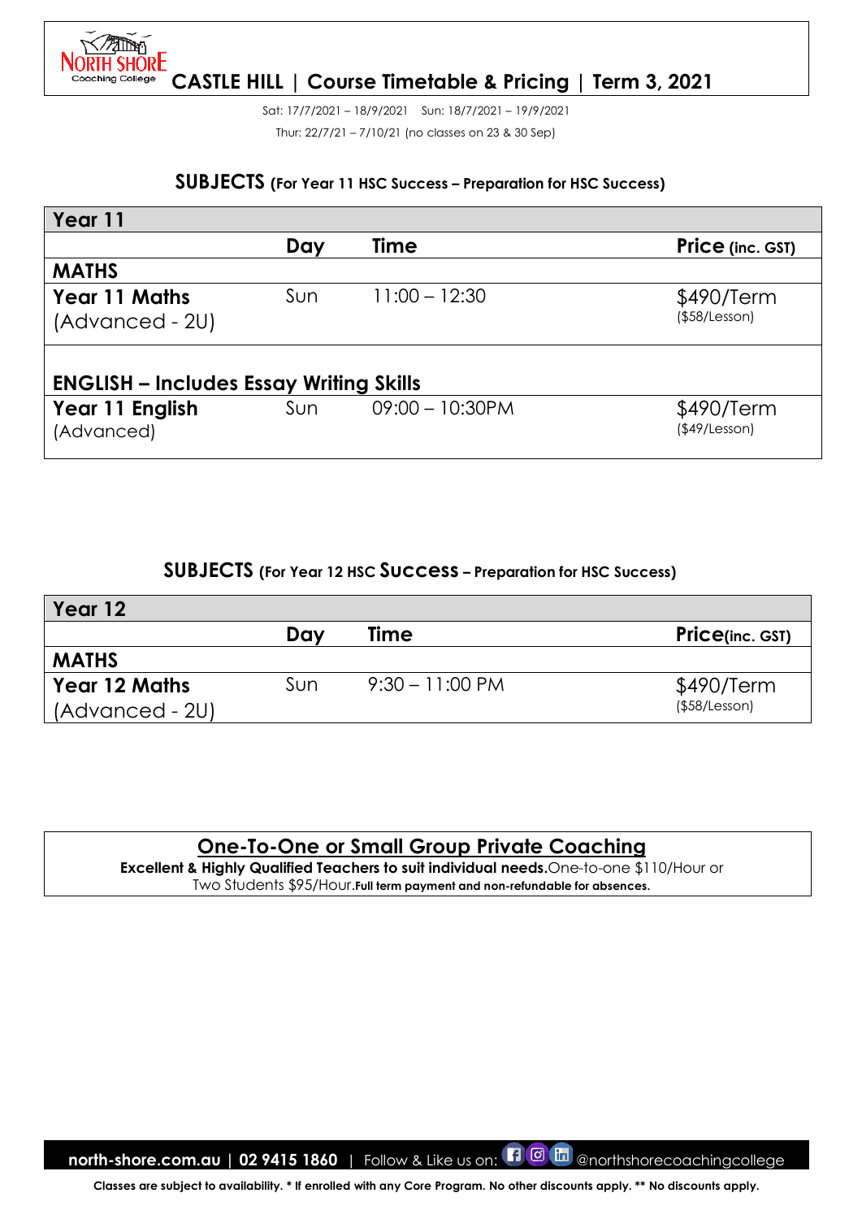# CASTLE HILL | Course Timetable & Pricing | Term 3, 2021

Sat: 17/7/2021 – 18/9/2021 Sun: 18/7/2021 – 19/9/2021

Thur: 22/7/21 – 7/10/21 (no classes on 23 & 30 Sep)

## SUBJECTS (For Year 11 HSC Success – Preparation for HSC Success)

| Year 11 | | | |
|---|---|---|---|
| | **Day** | **Time** | **Price (inc. GST)** |
| **MATHS** | | | |
| **Year 11 Maths** (Advanced - 2U) | Sun | 11:00 – 12:30 | $490/Term ($58/Lesson) |
| **ENGLISH – Includes Essay Writing Skills** | | | |
| **Year 11 English** (Advanced) | Sun | 09:00 – 10:30PM | $490/Term ($49/Lesson) |

## SUBJECTS (For Year 12 HSC Success – Preparation for HSC Success)

| Year 12 | | | |
|---|---|---|---|
| | **Day** | **Time** | **Price(inc. GST)** |
| **MATHS** | | | |
| **Year 12 Maths** (Advanced - 2U) | Sun | 9:30 – 11:00 PM | $490/Term ($58/Lesson) |

## One-To-One or Small Group Private Coaching

**Excellent & Highly Qualified Teachers to suit individual needs.** One-to-one $110/Hour or Two Students $95/Hour. **Full term payment and non-refundable for absences.**

**north-shore.com.au | 02 9415 1860** | Follow & Like us on: @northshorecoachingcollege

**Classes are subject to availability. * If enrolled with any Core Program. No other discounts apply. ** No discounts apply.**